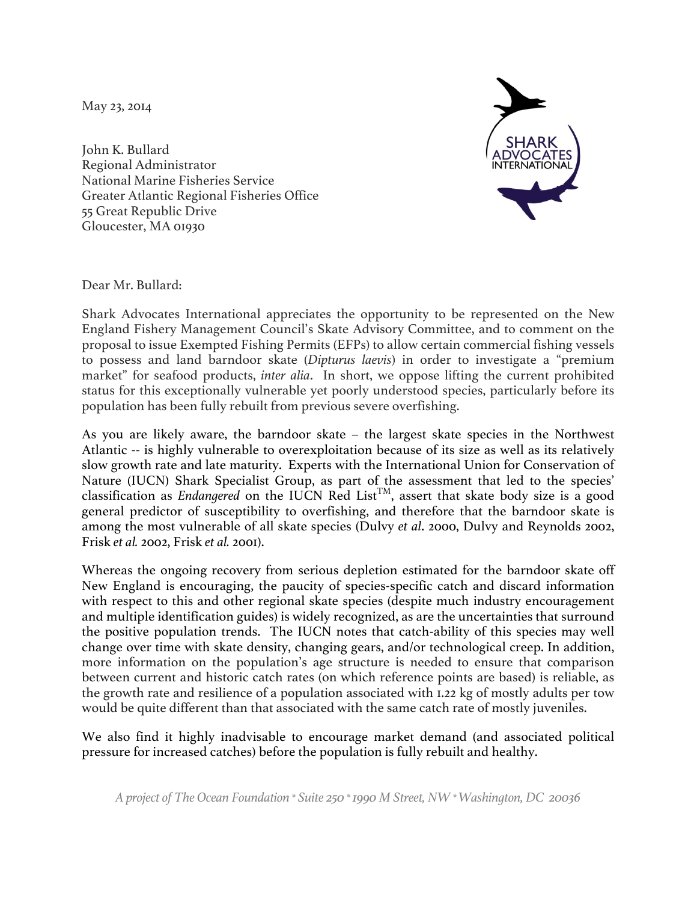May 23, 2014

John K. Bullard
Regional Administrator
National Marine Fisheries Service
Greater Atlantic Regional Fisheries Office
55 Great Republic Drive
Gloucester, MA 01930

SHARK ADVOCATES INTERNATIONAL

Dear Mr. Bullard:

Shark Advocates International appreciates the opportunity to be represented on the New England Fishery Management Council's Skate Advisory Committee, and to comment on the proposal to issue Exempted Fishing Permits (EFPs) to allow certain commercial fishing vessels to possess and land barndoor skate (*Dipturus laevis*) in order to investigate a "premium market" for seafood products, *inter alia*. In short, we oppose lifting the current prohibited status for this exceptionally vulnerable yet poorly understood species, particularly before its population has been fully rebuilt from previous severe overfishing.

As you are likely aware, the barndoor skate – the largest skate species in the Northwest Atlantic -- is highly vulnerable to overexploitation because of its size as well as its relatively slow growth rate and late maturity. Experts with the International Union for Conservation of Nature (IUCN) Shark Specialist Group, as part of the assessment that led to the species' classification as *Endangered* on the IUCN Red List™, assert that skate body size is a good general predictor of susceptibility to overfishing, and therefore that the barndoor skate is among the most vulnerable of all skate species (Dulvy *et al*. 2000, Dulvy and Reynolds 2002, Frisk *et al.* 2002, Frisk *et al.* 2001).

Whereas the ongoing recovery from serious depletion estimated for the barndoor skate off New England is encouraging, the paucity of species-specific catch and discard information with respect to this and other regional skate species (despite much industry encouragement and multiple identification guides) is widely recognized, as are the uncertainties that surround the positive population trends. The IUCN notes that catch-ability of this species may well change over time with skate density, changing gears, and/or technological creep. In addition, more information on the population's age structure is needed to ensure that comparison between current and historic catch rates (on which reference points are based) is reliable, as the growth rate and resilience of a population associated with 1.22 kg of mostly adults per tow would be quite different than that associated with the same catch rate of mostly juveniles.

We also find it highly inadvisable to encourage market demand (and associated political pressure for increased catches) before the population is fully rebuilt and healthy.

*A project of The Ocean Foundation * Suite 250 * 1990 M Street, NW * Washington, DC 20036*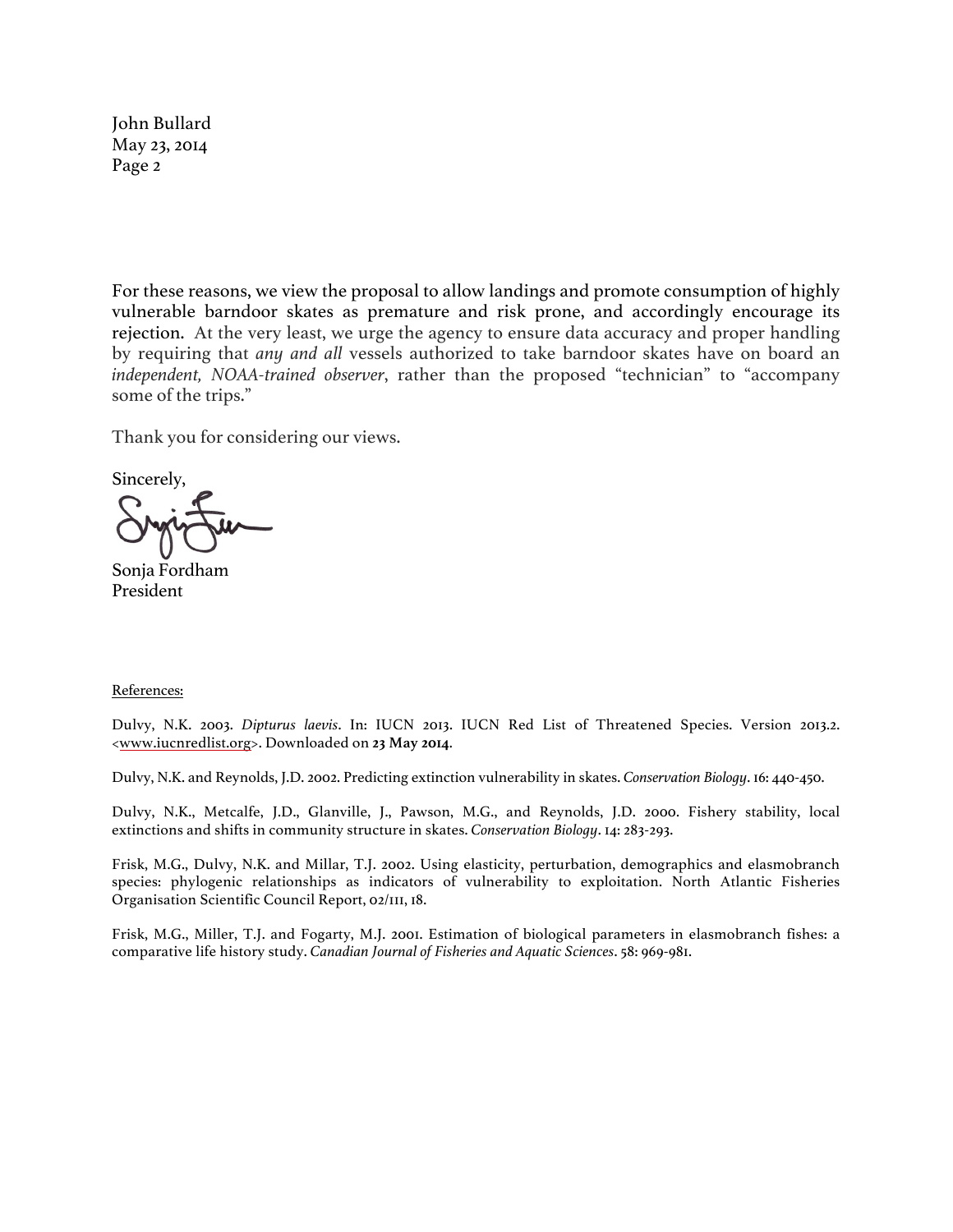For these reasons, we view the proposal to allow landings and promote consumption of highly vulnerable barndoor skates as premature and risk prone, and accordingly encourage its rejection. At the very least, we urge the agency to ensure data accuracy and proper handling by requiring that *any and all* vessels authorized to take barndoor skates have on board an *independent, NOAA-trained observer*, rather than the proposed "technician" to "accompany some of the trips."

Thank you for considering our views.

Sincerely,

Sonja Fordham
President

References:

Dulvy, N.K. 2003. *Dipturus laevis*. In: IUCN 2013. IUCN Red List of Threatened Species. Version 2013.2. <www.iucnredlist.org>. Downloaded on **23 May 2014**.

Dulvy, N.K. and Reynolds, J.D. 2002. Predicting extinction vulnerability in skates. *Conservation Biology*. 16: 440-450.

Dulvy, N.K., Metcalfe, J.D., Glanville, J., Pawson, M.G., and Reynolds, J.D. 2000. Fishery stability, local extinctions and shifts in community structure in skates. *Conservation Biology*. 14: 283-293.

Frisk, M.G., Dulvy, N.K. and Millar, T.J. 2002. Using elasticity, perturbation, demographics and elasmobranch species: phylogenic relationships as indicators of vulnerability to exploitation. North Atlantic Fisheries Organisation Scientific Council Report, 02/111, 18.

Frisk, M.G., Miller, T.J. and Fogarty, M.J. 2001. Estimation of biological parameters in elasmobranch fishes: a comparative life history study. *Canadian Journal of Fisheries and Aquatic Sciences*. 58: 969-981.